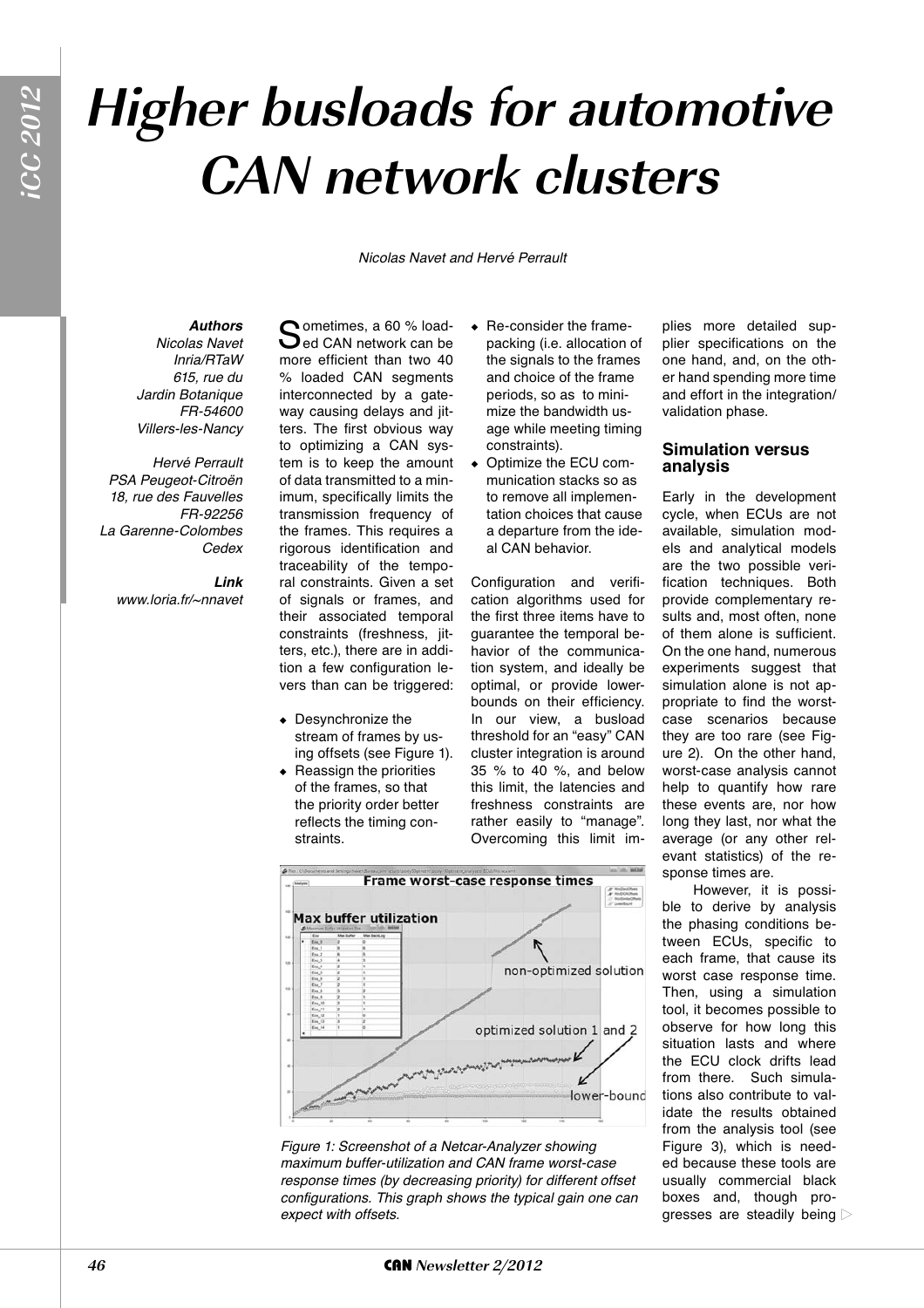# Higher busloads for automotive CAN network clusters

*Nicolas Navet and Hervé Perrault*

***Authors***
*Nicolas Navet*
*Inria/RTaW*
*615, rue du Jardin Botanique*
*FR-54600 Villers-les-Nancy*

*Hervé Perrault*
*PSA Peugeot-Citroën*
*18, rue des Fauvelles*
*FR-92256 La Garenne-Colombes Cedex*

***Link***
*www.loria.fr/~nnavet*

Sometimes, a 60 % loaded CAN network can be more efficient than two 40 % loaded CAN segments interconnected by a gateway causing delays and jitters. The first obvious way to optimizing a CAN system is to keep the amount of data transmitted to a minimum, specifically limits the transmission frequency of the frames. This requires a rigorous identification and traceability of the temporal constraints. Given a set of signals or frames, and their associated temporal constraints (freshness, jitters, etc.), there are in addition a few configuration levers than can be triggered:

- Desynchronize the stream of frames by using offsets (see Figure 1).
- Reassign the priorities of the frames, so that the priority order better reflects the timing constraints.
- Re-consider the frame-packing (i.e. allocation of the signals to the frames and choice of the frame periods, so as to minimize the bandwidth usage while meeting timing constraints).
- Optimize the ECU communication stacks so as to remove all implementation choices that cause a departure from the ideal CAN behavior.

Configuration and verification algorithms used for the first three items have to guarantee the temporal behavior of the communication system, and ideally be optimal, or provide lower-bounds on their efficiency. In our view, a busload threshold for an "easy" CAN cluster integration is around 35 % to 40 %, and below this limit, the latencies and freshness constraints are rather easily to "manage". Overcoming this limit implies more detailed supplier specifications on the one hand, and, on the other hand spending more time and effort in the integration/ validation phase.

*Figure 1: Screenshot of a Netcar-Analyzer showing maximum buffer-utilization and CAN frame worst-case response times (by decreasing priority) for different offset configurations. This graph shows the typical gain one can expect with offsets.*

## Simulation versus analysis

Early in the development cycle, when ECUs are not available, simulation models and analytical models are the two possible verification techniques. Both provide complementary results and, most often, none of them alone is sufficient. On the one hand, numerous experiments suggest that simulation alone is not appropriate to find the worst-case scenarios because they are too rare (see Figure 2). On the other hand, worst-case analysis cannot help to quantify how rare these events are, nor how long they last, nor what the average (or any other relevant statistics) of the response times are.

However, it is possible to derive by analysis the phasing conditions between ECUs, specific to each frame, that cause its worst case response time. Then, using a simulation tool, it becomes possible to observe for how long this situation lasts and where the ECU clock drifts lead from there. Such simulations also contribute to validate the results obtained from the analysis tool (see Figure 3), which is needed because these tools are usually commercial black boxes and, though progresses are steadily being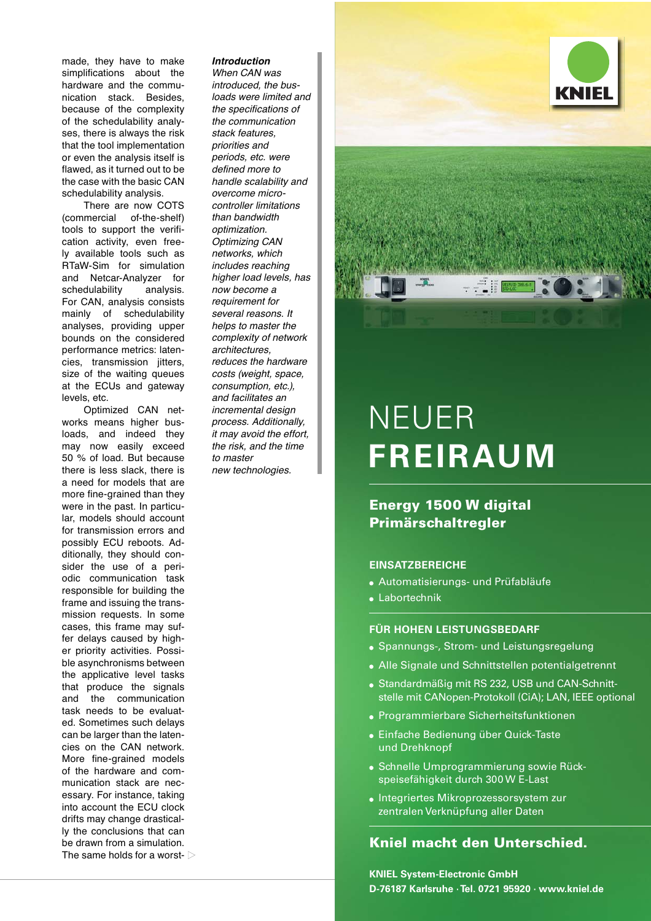made, they have to make simplifications about the hardware and the communication stack. Besides, because of the complexity of the schedulability analyses, there is always the risk that the tool implementation or even the analysis itself is flawed, as it turned out to be the case with the basic CAN schedulability analysis.

There are now COTS (commercial of-the-shelf) tools to support the verification activity, even freely available tools such as RTaW-Sim for simulation and Netcar-Analyzer for schedulability analysis. For CAN, analysis consists mainly of schedulability analyses, providing upper bounds on the considered performance metrics: latencies, transmission jitters, size of the waiting queues at the ECUs and gateway levels, etc.

Optimized CAN networks means higher busloads, and indeed they may now easily exceed 50 % of load. But because there is less slack, there is a need for models that are more fine-grained than they were in the past. In particular, models should account for transmission errors and possibly ECU reboots. Additionally, they should consider the use of a periodic communication task responsible for building the frame and issuing the transmission requests. In some cases, this frame may suffer delays caused by higher priority activities. Possible asynchronisms between the applicative level tasks that produce the signals and the communication task needs to be evaluated. Sometimes such delays can be larger than the latencies on the CAN network. More fine-grained models of the hardware and communication stack are necessary. For instance, taking into account the ECU clock drifts may change drastically the conclusions that can be drawn from a simulation. The same holds for a worst-

***Introduction***
*When CAN was introduced, the bus-loads were limited and the specifications of the communication stack features, priorities and periods, etc. were defined more to handle scalability and overcome micro-controller limitations than bandwidth optimization. Optimizing CAN networks, which includes reaching higher load levels, has now become a requirement for several reasons. It helps to master the complexity of network architectures, reduces the hardware costs (weight, space, consumption, etc.), and facilitates an incremental design process. Additionally, it may avoid the effort, the risk, and the time to master new technologies.*

KNIEL

# NEUER **FREIRAUM**

## Energy 1500 W digital Primärschaltregler

### EINSATZBEREICHE

- Automatisierungs- und Prüfabläufe
- Labortechnik

### FÜR HOHEN LEISTUNGSBEDARF

- Spannungs-, Strom- und Leistungsregelung
- Alle Signale und Schnittstellen potentialgetrennt
- Standardmäßig mit RS 232, USB und CAN-Schnittstelle mit CANopen-Protokoll (CiA); LAN, IEEE optional
- Programmierbare Sicherheitsfunktionen
- Einfache Bedienung über Quick-Taste und Drehknopf
- Schnelle Umprogrammierung sowie Rückspeisefähigkeit durch 300 W E-Last
- Integriertes Mikroprozessorsystem zur zentralen Verknüpfung aller Daten

## Kniel macht den Unterschied.

**KNIEL System-Electronic GmbH**
**D-76187 Karlsruhe · Tel. 0721 95920 · www.kniel.de**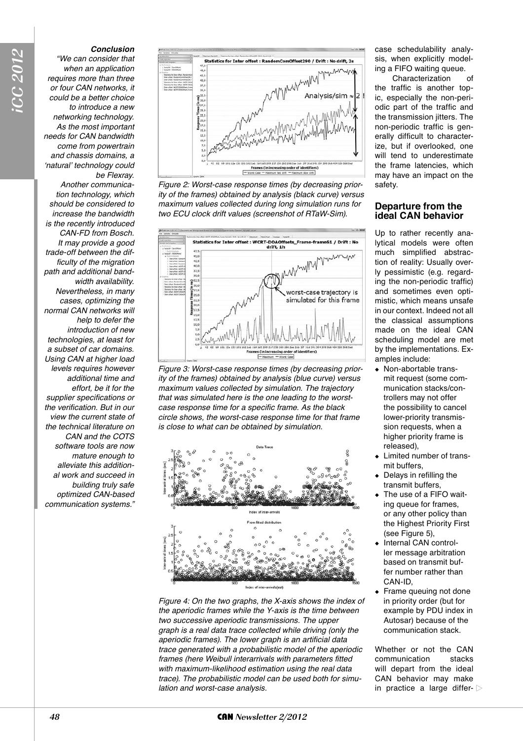**Conclusion**

*"We can consider that when an application requires more than three or four CAN networks, it could be a better choice to introduce a new networking technology. As the most important needs for CAN bandwidth come from powertrain and chassis domains, a 'natural' technology could be Flexray. Another communication technology, which should be considered to increase the bandwidth is the recently introduced CAN-FD from Bosch. It may provide a good trade-off between the difficulty of the migration path and additional bandwidth availability. Nevertheless, in many cases, optimizing the normal CAN networks will help to defer the introduction of new technologies, at least for a subset of car domains. Using CAN at higher load levels requires however additional time and effort, be it for the supplier specifications or the verification. But in our view the current state of the technical literature on CAN and the COTS software tools are now mature enough to alleviate this additional work and succeed in building truly safe optimized CAN-based communication systems."*

*Figure 2: Worst-case response times (by decreasing priority of the frames) obtained by analysis (black curve) versus maximum values collected during long simulation runs for two ECU clock drift values (screenshot of RTaW-Sim).*

*Figure 3: Worst-case response times (by decreasing priority of the frames) obtained by analysis (blue curve) versus maximum values collected by simulation. The trajectory that was simulated here is the one leading to the worst-case response time for a specific frame. As the black circle shows, the worst-case response time for that frame is close to what can be obtained by simulation.*

*Figure 4: On the two graphs, the X-axis shows the index of the aperiodic frames while the Y-axis is the time between two successive aperiodic transmissions. The upper graph is a real data trace collected while driving (only the aperiodic frames). The lower graph is an artificial data trace generated with a probabilistic model of the aperiodic frames (here Weibull interarrivals with parameters fitted with maximum-likelihood estimation using the real data trace). The probabilistic model can be used both for simulation and worst-case analysis.*

case schedulability analysis, when explicitly modeling a FIFO waiting queue.

Characterization of the traffic is another topic, especially the non-periodic part of the traffic and the transmission jitters. The non-periodic traffic is generally difficult to characterize, but if overlooked, one will tend to underestimate the frame latencies, which may have an impact on the safety.

## Departure from the ideal CAN behavior

Up to rather recently analytical models were often much simplified abstraction of reality: Usually overly pessimistic (e.g. regarding the non-periodic traffic) and sometimes even optimistic, which means unsafe in our context. Indeed not all the classical assumptions made on the ideal CAN scheduling model are met by the implementations. Examples include:

- Non-abortable transmit request (some communication stacks/controllers may not offer the possibility to cancel lower-priority transmission requests, when a higher priority frame is released),
- Limited number of transmit buffers,
- Delays in refilling the transmit buffers,
- The use of a FIFO waiting queue for frames, or any other policy than the Highest Priority First (see Figure 5),
- Internal CAN controller message arbitration based on transmit buffer number rather than CAN-ID,
- Frame queuing not done in priority order (but for example by PDU index in Autosar) because of the communication stack.

Whether or not the CAN communication stacks will depart from the ideal CAN behavior may make in practice a large differ-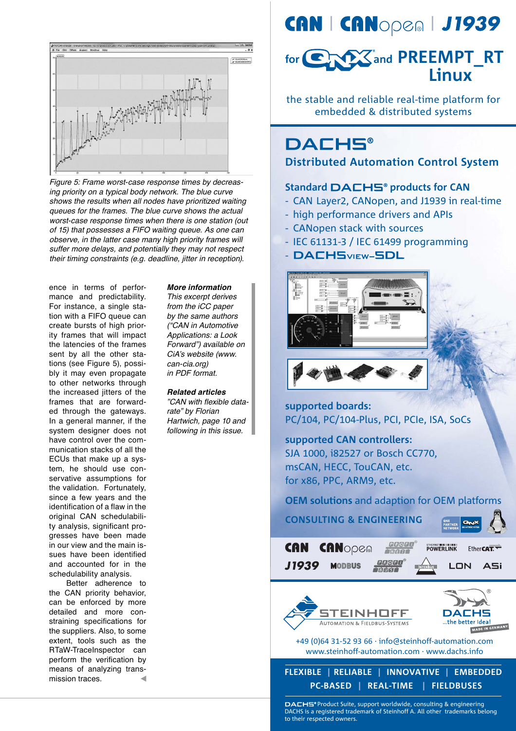Figure 5: Frame worst-case response times by decreasing priority on a typical body network. The blue curve shows the results when all nodes have prioritized waiting queues for the frames. The blue curve shows the actual worst-case response times when there is one station (out of 15) that possesses a FIFO waiting queue. As one can observe, in the latter case many high priority frames will suffer more delays, and potentially they may not respect their timing constraints (e.g. deadline, jitter in reception).

ence in terms of performance and predictability. For instance, a single station with a FIFO queue can create bursts of high priority frames that will impact the latencies of the frames sent by all the other stations (see Figure 5), possibly it may even propagate to other networks through the increased jitters of the frames that are forwarded through the gateways. In a general manner, if the system designer does not have control over the communication stacks of all the ECUs that make up a system, he should use conservative assumptions for the validation. Fortunately, since a few years and the identification of a flaw in the original CAN schedulability analysis, significant progresses have been made in our view and the main issues have been identified and accounted for in the schedulability analysis.

Better adherence to the CAN priority behavior, can be enforced by more detailed and more constraining specifications for the suppliers. Also, to some extent, tools such as the RTaW-TraceInspector can perform the verification by means of analyzing transmission traces.

***More information***

*This excerpt derives from the iCC paper by the same authors ("CAN in Automotive Applications: A Look Forward") available on CiA's website (www.can-cia.org) in PDF format.*

***Related articles***

*"CAN with flexible data-rate" by Florian Hartwich, page 10 and following in this issue.*

# CAN | CANopen | J1939

## for QNX and PREEMPT_RT Linux

the stable and reliable real-time platform for embedded & distributed systems

## DACHS®

### Distributed Automation Control System

### Standard DACHS® products for CAN

- CAN Layer2, CANopen, and J1939 in real-time
- high performance drivers and APIs
- CANopen stack with sources
- IEC 61131-3 / IEC 61499 programming
- DACHSview-SDL

**supported boards:**
PC/104, PC/104-Plus, PCI, PCIe, ISA, SoCs

**supported CAN controllers:**
SJA 1000, i82527 or Bosch CC770, msCAN, HECC, TouCAN, etc. for x86, PPC, ARM9, etc.

**OEM solutions** and adaption for OEM platforms

**CONSULTING & ENGINEERING**

CAN CANopen PROFINET POWERLINK EtherCAT J1939 MODBUS PROFIBUS INTERBUS LON ASi

STEINHOFF Automation & Fieldbus-Systems

DACHS ...the better idea! MADE IN GERMANY

+49 (0)64 31-52 93 66 · info@steinhoff-automation.com
www.steinhoff-automation.com · www.dachs.info

**FLEXIBLE | RELIABLE | INNOVATIVE | EMBEDDED**
**PC-BASED | REAL-TIME | FIELDBUSES**

DACHS® Product Suite, support worldwide, consulting & engineering
DACHS is a registered trademark of Steinhoff A. All other trademarks belong to their respected owners.